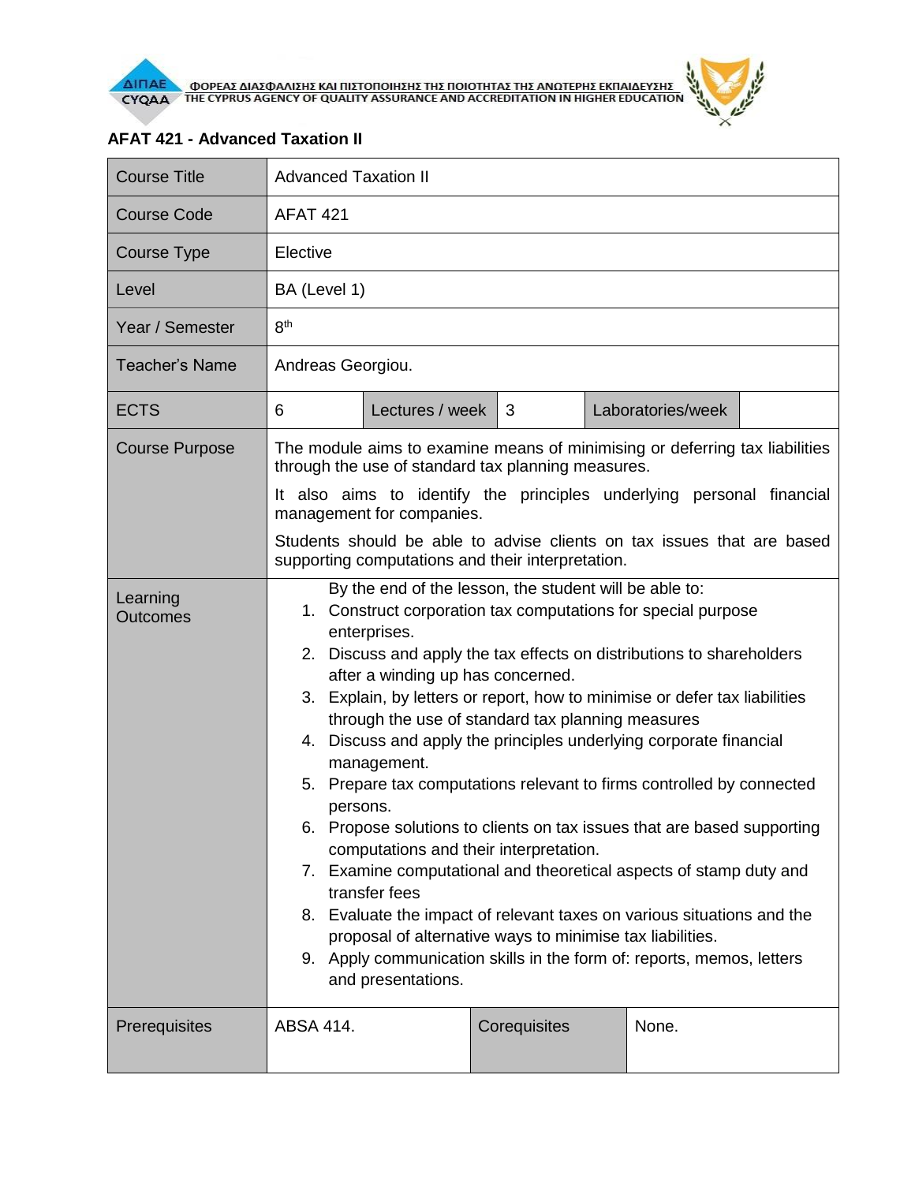ΦΟΡΕΑΣ ΔΙΑΣΦΑΛΙΣΗΣ ΚΑΙ ΠΙΣΤΟΠΟΙΗΣΗΣ ΤΗΣ ΠΟΙΟΤΗΤΑΣ ΤΗΣ ΑΝΩΤΕΡΗΣ ΕΚΠΑΙΔΕΥΣΗΣ
THE CYPRUS AGENCY OF QUALITY ASSURANCE AND ACCREDITATION IN HIGHER EDUCATION

**AFAT 421 - Advanced Taxation II**

| Course Title | Advanced Taxation II | | | | |
|---|---|---|---|---|---|
| Course Code | AFAT 421 | | | | |
| Course Type | Elective | | | | |
| Level | BA (Level 1) | | | | |
| Year / Semester | 8th | | | | |
| Teacher's Name | Andreas Georgiou. | | | | |
| ECTS | 6 | Lectures / week | 3 | Laboratories/week | |
| Course Purpose | The module aims to examine means of minimising or deferring tax liabilities through the use of standard tax planning measures.<br>It also aims to identify the principles underlying personal financial management for companies.<br>Students should be able to advise clients on tax issues that are based supporting computations and their interpretation. | | | | |
| Learning Outcomes | By the end of the lesson, the student will be able to:<br>1. Construct corporation tax computations for special purpose enterprises.<br>2. Discuss and apply the tax effects on distributions to shareholders after a winding up has concerned.<br>3. Explain, by letters or report, how to minimise or defer tax liabilities through the use of standard tax planning measures<br>4. Discuss and apply the principles underlying corporate financial management.<br>5. Prepare tax computations relevant to firms controlled by connected persons.<br>6. Propose solutions to clients on tax issues that are based supporting computations and their interpretation.<br>7. Examine computational and theoretical aspects of stamp duty and transfer fees<br>8. Evaluate the impact of relevant taxes on various situations and the proposal of alternative ways to minimise tax liabilities.<br>9. Apply communication skills in the form of: reports, memos, letters and presentations. | | | | |
| Prerequisites | ABSA 414. | Corequisites | None. | | |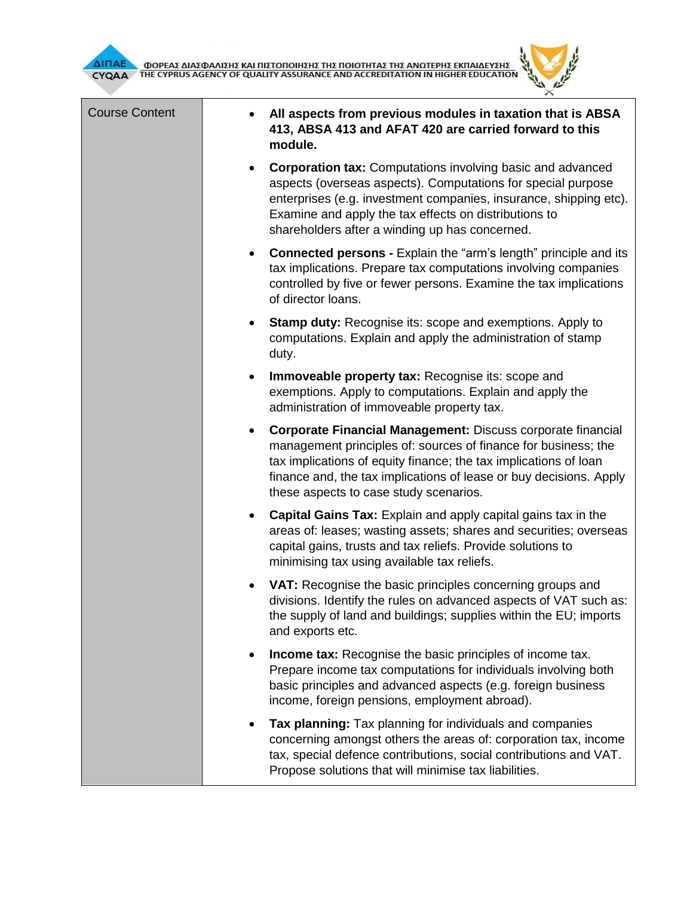| Course Content | <ul><li>**All aspects from previous modules in taxation that is ABSA 413, ABSA 413 and AFAT 420 are carried forward to this module.**</li><li>**Corporation tax:** Computations involving basic and advanced aspects (overseas aspects). Computations for special purpose enterprises (e.g. investment companies, insurance, shipping etc). Examine and apply the tax effects on distributions to shareholders after a winding up has concerned.</li><li>**Connected persons -** Explain the "arm's length" principle and its tax implications. Prepare tax computations involving companies controlled by five or fewer persons. Examine the tax implications of director loans.</li><li>**Stamp duty:** Recognise its: scope and exemptions. Apply to computations. Explain and apply the administration of stamp duty.</li><li>**Immoveable property tax:** Recognise its: scope and exemptions. Apply to computations. Explain and apply the administration of immoveable property tax.</li><li>**Corporate Financial Management:** Discuss corporate financial management principles of: sources of finance for business; the tax implications of equity finance; the tax implications of loan finance and, the tax implications of lease or buy decisions. Apply these aspects to case study scenarios.</li><li>**Capital Gains Tax:** Explain and apply capital gains tax in the areas of: leases; wasting assets; shares and securities; overseas capital gains, trusts and tax reliefs. Provide solutions to minimising tax using available tax reliefs.</li><li>**VAT:** Recognise the basic principles concerning groups and divisions. Identify the rules on advanced aspects of VAT such as: the supply of land and buildings; supplies within the EU; imports and exports etc.</li><li>**Income tax:** Recognise the basic principles of income tax. Prepare income tax computations for individuals involving both basic principles and advanced aspects (e.g. foreign business income, foreign pensions, employment abroad).</li><li>**Tax planning:** Tax planning for individuals and companies concerning amongst others the areas of: corporation tax, income tax, special defence contributions, social contributions and VAT. Propose solutions that will minimise tax liabilities.</li></ul> |
|---|---|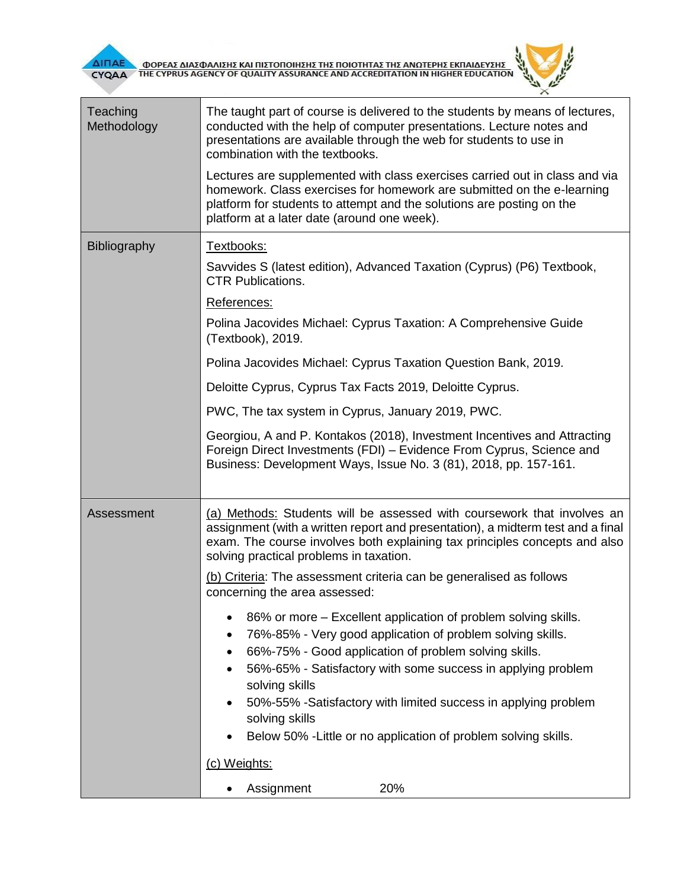| | |
|---|---|
| Teaching Methodology | The taught part of course is delivered to the students by means of lectures, conducted with the help of computer presentations. Lecture notes and presentations are available through the web for students to use in combination with the textbooks.<br><br>Lectures are supplemented with class exercises carried out in class and via homework. Class exercises for homework are submitted on the e-learning platform for students to attempt and the solutions are posting on the platform at a later date (around one week). |
| Bibliography | <u>Textbooks:</u><br><br>Savvides S (latest edition), Advanced Taxation (Cyprus) (P6) Textbook, CTR Publications.<br><br><u>References:</u><br><br>Polina Jacovides Michael: Cyprus Taxation: A Comprehensive Guide (Textbook), 2019.<br><br>Polina Jacovides Michael: Cyprus Taxation Question Bank, 2019.<br><br>Deloitte Cyprus, Cyprus Tax Facts 2019, Deloitte Cyprus.<br><br>PWC, The tax system in Cyprus, January 2019, PWC.<br><br>Georgiou, A and P. Kontakos (2018), Investment Incentives and Attracting Foreign Direct Investments (FDI) – Evidence From Cyprus, Science and Business: Development Ways, Issue No. 3 (81), 2018, pp. 157-161. |
| Assessment | <u>(a) Methods:</u> Students will be assessed with coursework that involves an assignment (with a written report and presentation), a midterm test and a final exam. The course involves both explaining tax principles concepts and also solving practical problems in taxation.<br><br><u>(b) Criteria</u>: The assessment criteria can be generalised as follows concerning the area assessed:<br><br>• 86% or more – Excellent application of problem solving skills.<br>• 76%-85% - Very good application of problem solving skills.<br>• 66%-75% - Good application of problem solving skills.<br>• 56%-65% - Satisfactory with some success in applying problem solving skills<br>• 50%-55% -Satisfactory with limited success in applying problem solving skills<br>• Below 50% -Little or no application of problem solving skills.<br><br><u>(c) Weights:</u><br><br>• Assignment 20% |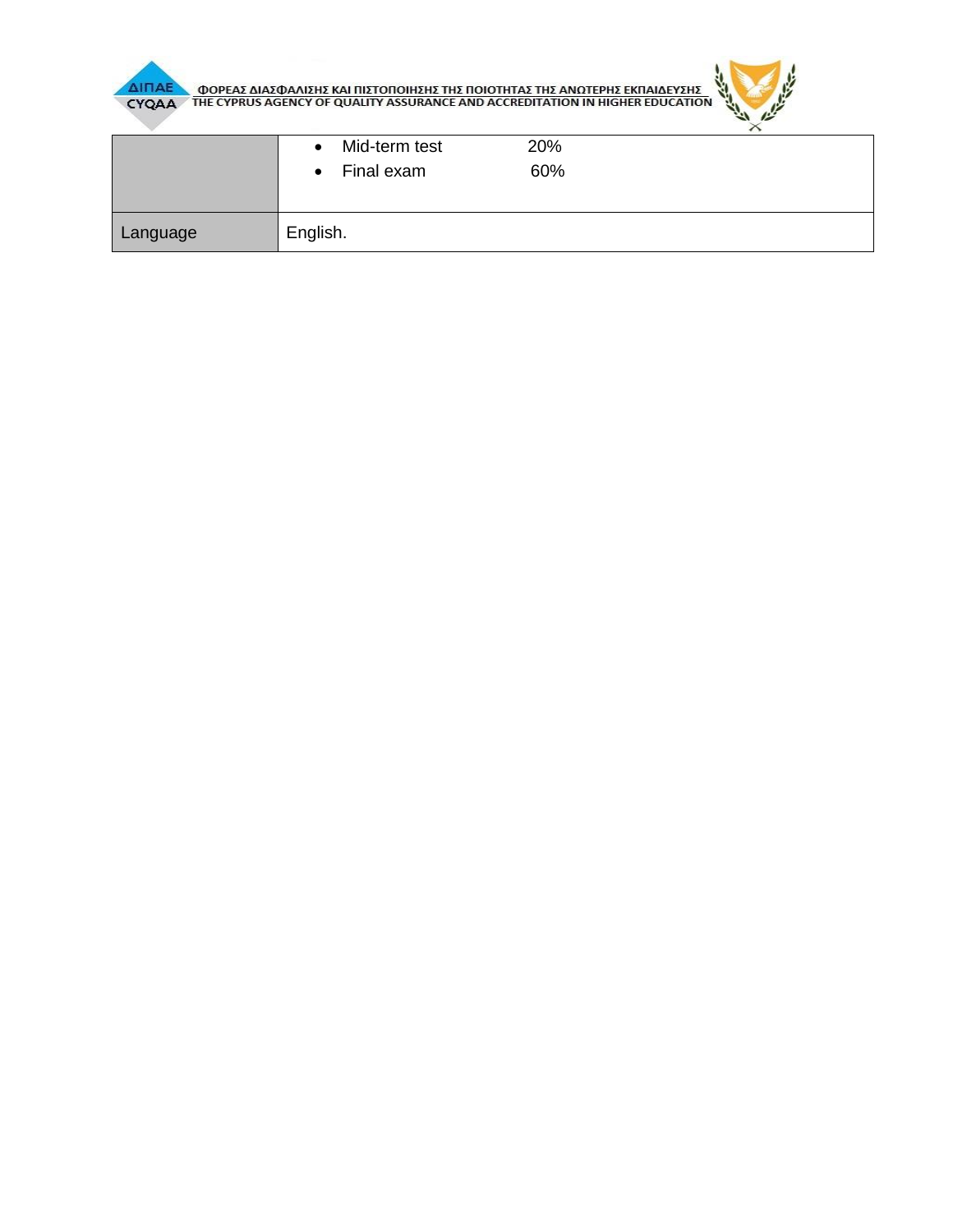| | |
|---|---|
| | • Mid-term test 20%<br>• Final exam 60% |
| Language | English. |